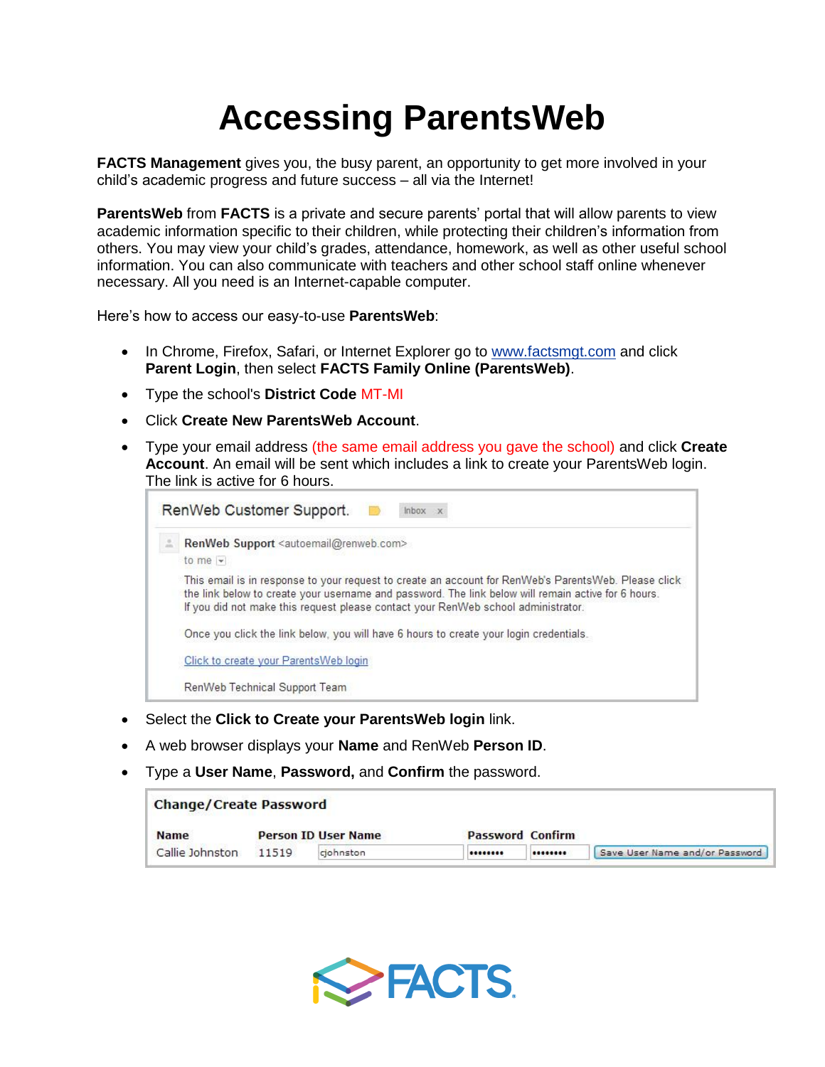# Accessing ParentsWeb

**FACTS Management** gives you, the busy parent, an opportunity to get more involved in your child's academic progress and future success – all via the Internet!

**ParentsWeb** from **FACTS** is a private and secure parents' portal that will allow parents to view academic information specific to their children, while protecting their children's information from others. You may view your child's grades, attendance, homework, as well as other useful school information. You can also communicate with teachers and other school staff online whenever necessary. All you need is an Internet-capable computer.

Here's how to access our easy-to-use **ParentsWeb**:

- In Chrome, Firefox, Safari, or Internet Explorer go to [www.factsmgt.com](http://www.factsmgt.com) and click **Parent Login**, then select **FACTS Family Online (ParentsWeb)**.
- Type the school's **District Code** MT-MI
- Click **Create New ParentsWeb Account**.
- Type your email address (the same email address you gave the school) and click **Create Account**. An email will be sent which includes a link to create your ParentsWeb login. The link is active for 6 hours.

> RenWeb Customer Support. Inbox x
>
> **RenWeb Support** <autoemail@renweb.com>
> to me
>
> This email is in response to your request to create an account for RenWeb's ParentsWeb. Please click the link below to create your username and password. The link below will remain active for 6 hours. If you did not make this request please contact your RenWeb school administrator.
>
> Once you click the link below, you will have 6 hours to create your login credentials.
>
> Click to create your ParentsWeb login
>
> RenWeb Technical Support Team

- Select the **Click to Create your ParentsWeb login** link.
- A web browser displays your **Name** and RenWeb **Person ID**.
- Type a **User Name**, **Password,** and **Confirm** the password.

**Change/Create Password**

| Name | Person ID | User Name | Password | Confirm | |
|---|---|---|---|---|---|
| Callie Johnston | 11519 | cjohnston | •••••••• | •••••••• | Save User Name and/or Password |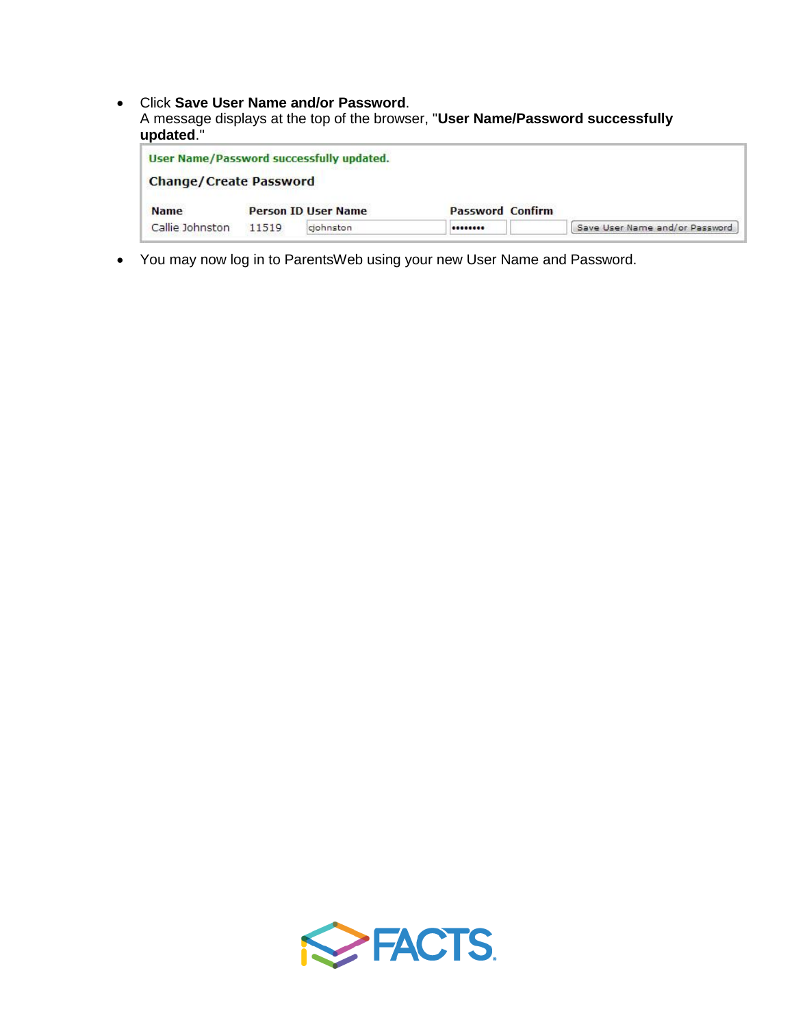- Click **Save User Name and/or Password**.
  A message displays at the top of the browser, "**User Name/Password successfully updated**."

User Name/Password successfully updated.

**Change/Create Password**

| Name | Person ID | User Name | Password | Confirm | |
|---|---|---|---|---|---|
| Callie Johnston | 11519 | cjohnston | •••••••• | | Save User Name and/or Password |

- You may now log in to ParentsWeb using your new User Name and Password.